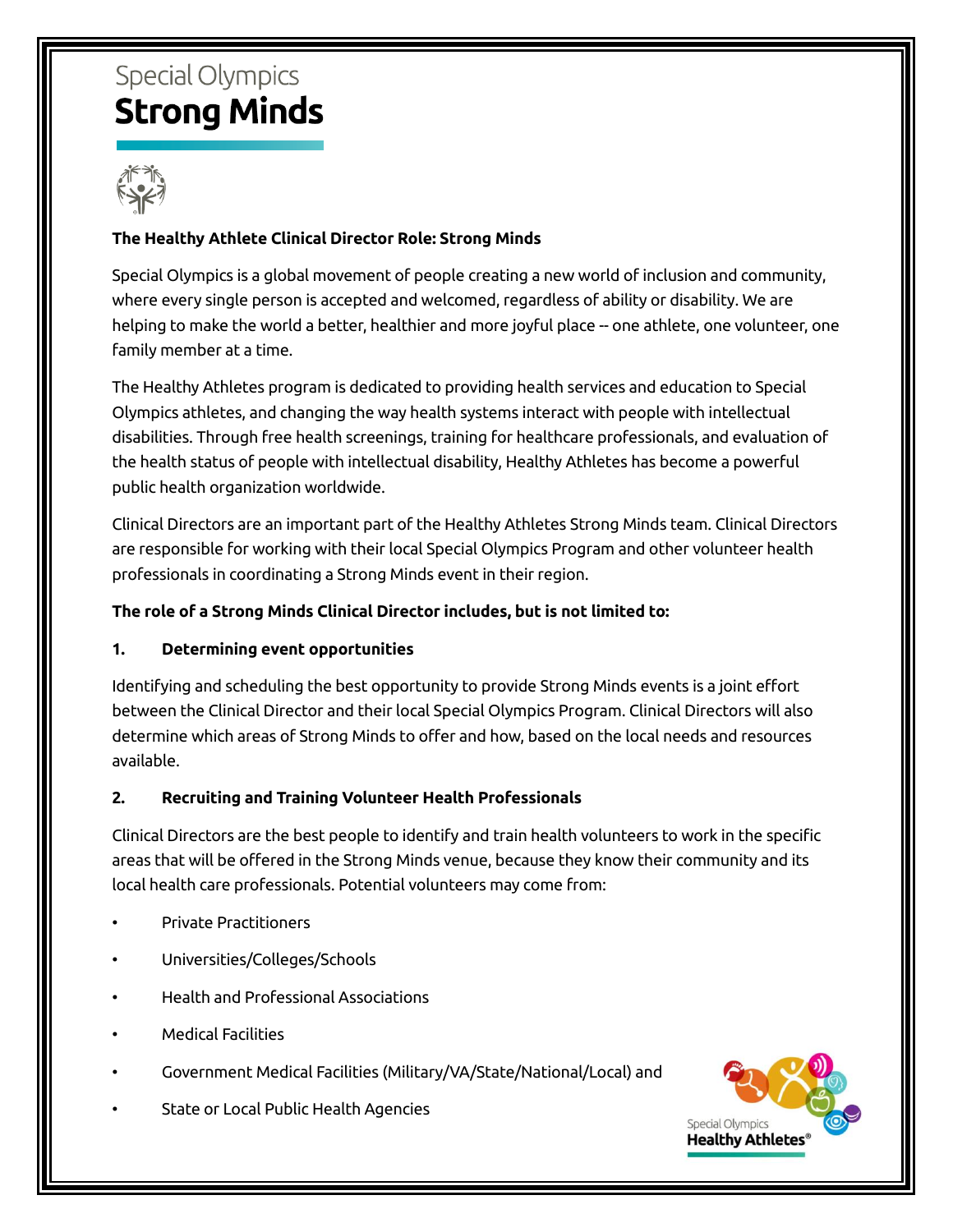Special Olympics
# Strong Minds

## The Healthy Athlete Clinical Director Role: Strong Minds

Special Olympics is a global movement of people creating a new world of inclusion and community, where every single person is accepted and welcomed, regardless of ability or disability. We are helping to make the world a better, healthier and more joyful place -- one athlete, one volunteer, one family member at a time.

The Healthy Athletes program is dedicated to providing health services and education to Special Olympics athletes, and changing the way health systems interact with people with intellectual disabilities. Through free health screenings, training for healthcare professionals, and evaluation of the health status of people with intellectual disability, Healthy Athletes has become a powerful public health organization worldwide.

Clinical Directors are an important part of the Healthy Athletes Strong Minds team. Clinical Directors are responsible for working with their local Special Olympics Program and other volunteer health professionals in coordinating a Strong Minds event in their region.

**The role of a Strong Minds Clinical Director includes, but is not limited to:**

### 1. Determining event opportunities

Identifying and scheduling the best opportunity to provide Strong Minds events is a joint effort between the Clinical Director and their local Special Olympics Program. Clinical Directors will also determine which areas of Strong Minds to offer and how, based on the local needs and resources available.

### 2. Recruiting and Training Volunteer Health Professionals

Clinical Directors are the best people to identify and train health volunteers to work in the specific areas that will be offered in the Strong Minds venue, because they know their community and its local health care professionals. Potential volunteers may come from:

- Private Practitioners
- Universities/Colleges/Schools
- Health and Professional Associations
- Medical Facilities
- Government Medical Facilities (Military/VA/State/National/Local) and
- State or Local Public Health Agencies

Special Olympics Healthy Athletes®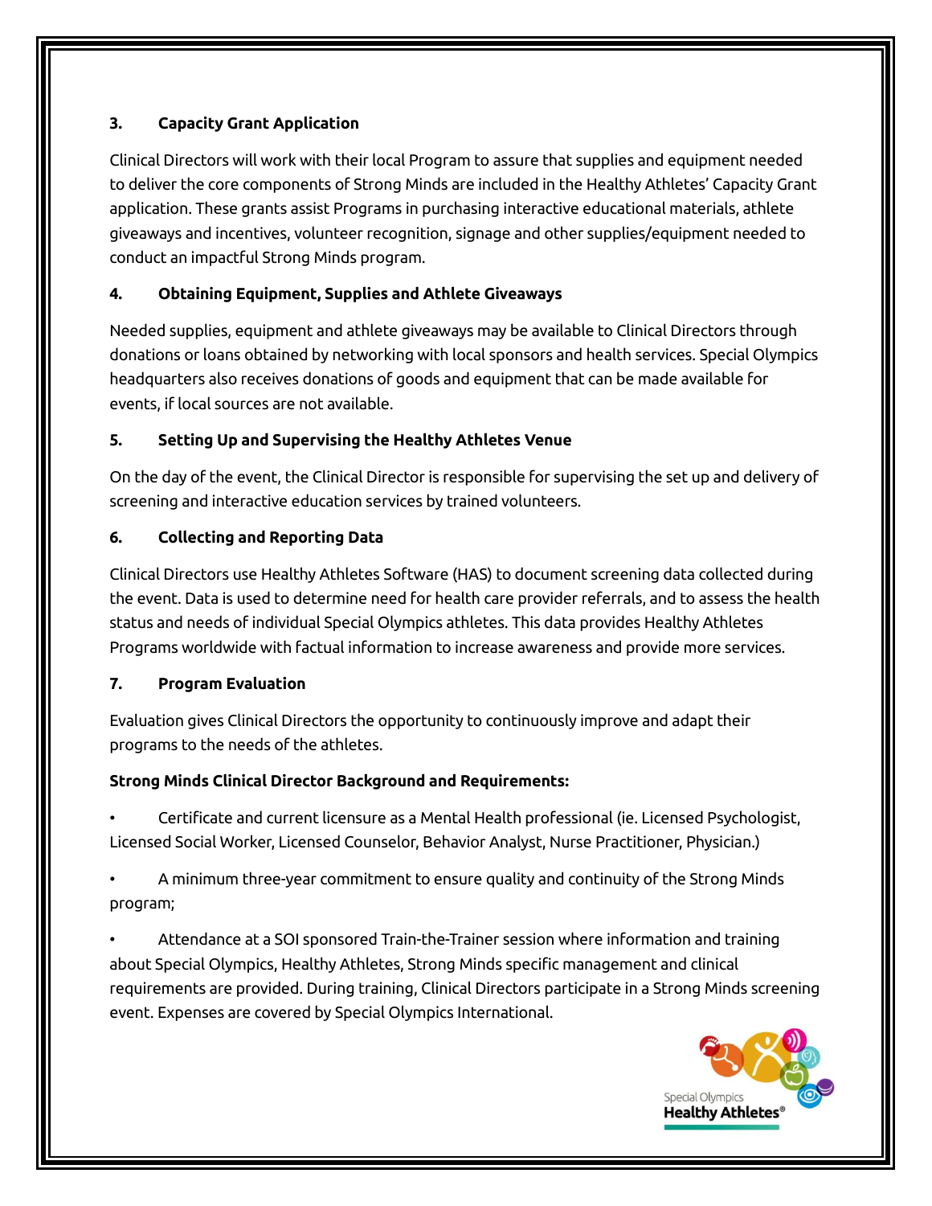### 3. Capacity Grant Application

Clinical Directors will work with their local Program to assure that supplies and equipment needed to deliver the core components of Strong Minds are included in the Healthy Athletes' Capacity Grant application. These grants assist Programs in purchasing interactive educational materials, athlete giveaways and incentives, volunteer recognition, signage and other supplies/equipment needed to conduct an impactful Strong Minds program.

### 4. Obtaining Equipment, Supplies and Athlete Giveaways

Needed supplies, equipment and athlete giveaways may be available to Clinical Directors through donations or loans obtained by networking with local sponsors and health services. Special Olympics headquarters also receives donations of goods and equipment that can be made available for events, if local sources are not available.

### 5. Setting Up and Supervising the Healthy Athletes Venue

On the day of the event, the Clinical Director is responsible for supervising the set up and delivery of screening and interactive education services by trained volunteers.

### 6. Collecting and Reporting Data

Clinical Directors use Healthy Athletes Software (HAS) to document screening data collected during the event. Data is used to determine need for health care provider referrals, and to assess the health status and needs of individual Special Olympics athletes. This data provides Healthy Athletes Programs worldwide with factual information to increase awareness and provide more services.

### 7. Program Evaluation

Evaluation gives Clinical Directors the opportunity to continuously improve and adapt their programs to the needs of the athletes.

**Strong Minds Clinical Director Background and Requirements:**

- Certificate and current licensure as a Mental Health professional (ie. Licensed Psychologist, Licensed Social Worker, Licensed Counselor, Behavior Analyst, Nurse Practitioner, Physician.)
- A minimum three-year commitment to ensure quality and continuity of the Strong Minds program;
- Attendance at a SOI sponsored Train-the-Trainer session where information and training about Special Olympics, Healthy Athletes, Strong Minds specific management and clinical requirements are provided. During training, Clinical Directors participate in a Strong Minds screening event. Expenses are covered by Special Olympics International.